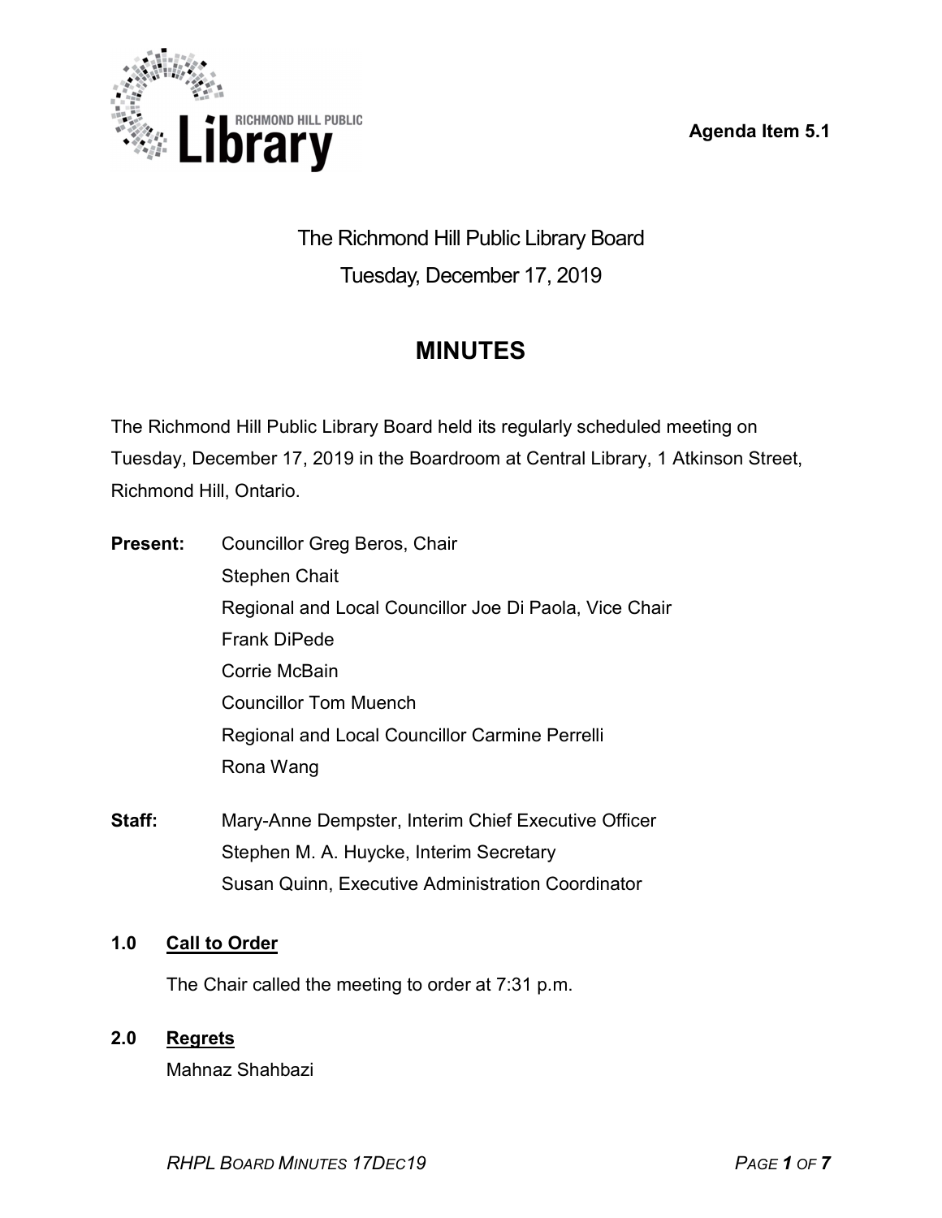Agenda Item 5.1

The Richmond Hill Public Library Board

Tuesday, December 17, 2019

# MINUTES

The Richmond Hill Public Library Board held its regularly scheduled meeting on Tuesday, December 17, 2019 in the Boardroom at Central Library, 1 Atkinson Street, Richmond Hill, Ontario.

**Present:**
Councillor Greg Beros, Chair
Stephen Chait
Regional and Local Councillor Joe Di Paola, Vice Chair
Frank DiPede
Corrie McBain
Councillor Tom Muench
Regional and Local Councillor Carmine Perrelli
Rona Wang

**Staff:**
Mary-Anne Dempster, Interim Chief Executive Officer
Stephen M. A. Huycke, Interim Secretary
Susan Quinn, Executive Administration Coordinator

## 1.0 Call to Order

The Chair called the meeting to order at 7:31 p.m.

## 2.0 Regrets

Mahnaz Shahbazi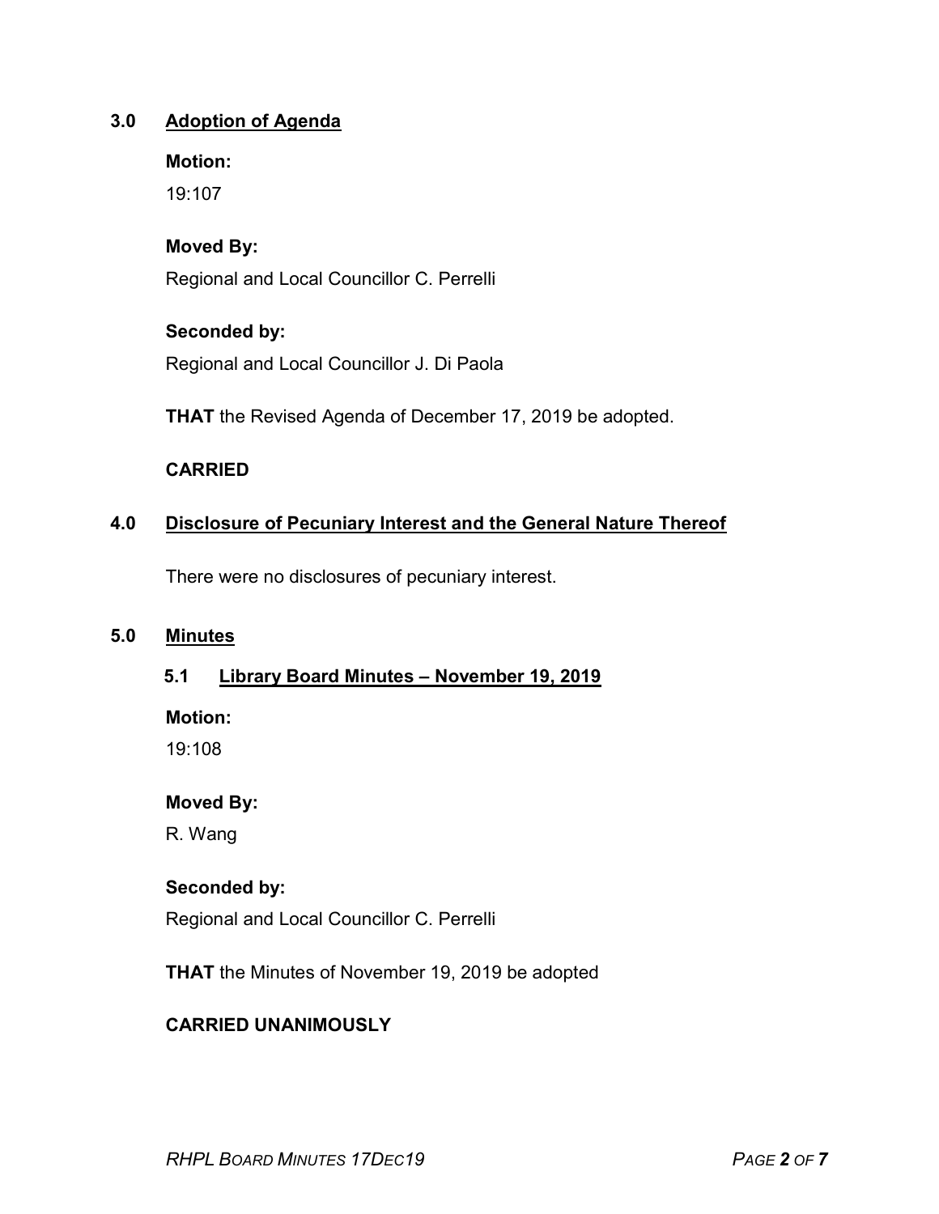## 3.0 Adoption of Agenda

**Motion:**

19:107

**Moved By:**

Regional and Local Councillor C. Perrelli

**Seconded by:**

Regional and Local Councillor J. Di Paola

**THAT** the Revised Agenda of December 17, 2019 be adopted.

**CARRIED**

## 4.0 Disclosure of Pecuniary Interest and the General Nature Thereof

There were no disclosures of pecuniary interest.

## 5.0 Minutes

### 5.1 Library Board Minutes – November 19, 2019

**Motion:**

19:108

**Moved By:**

R. Wang

**Seconded by:**

Regional and Local Councillor C. Perrelli

**THAT** the Minutes of November 19, 2019 be adopted

**CARRIED UNANIMOUSLY**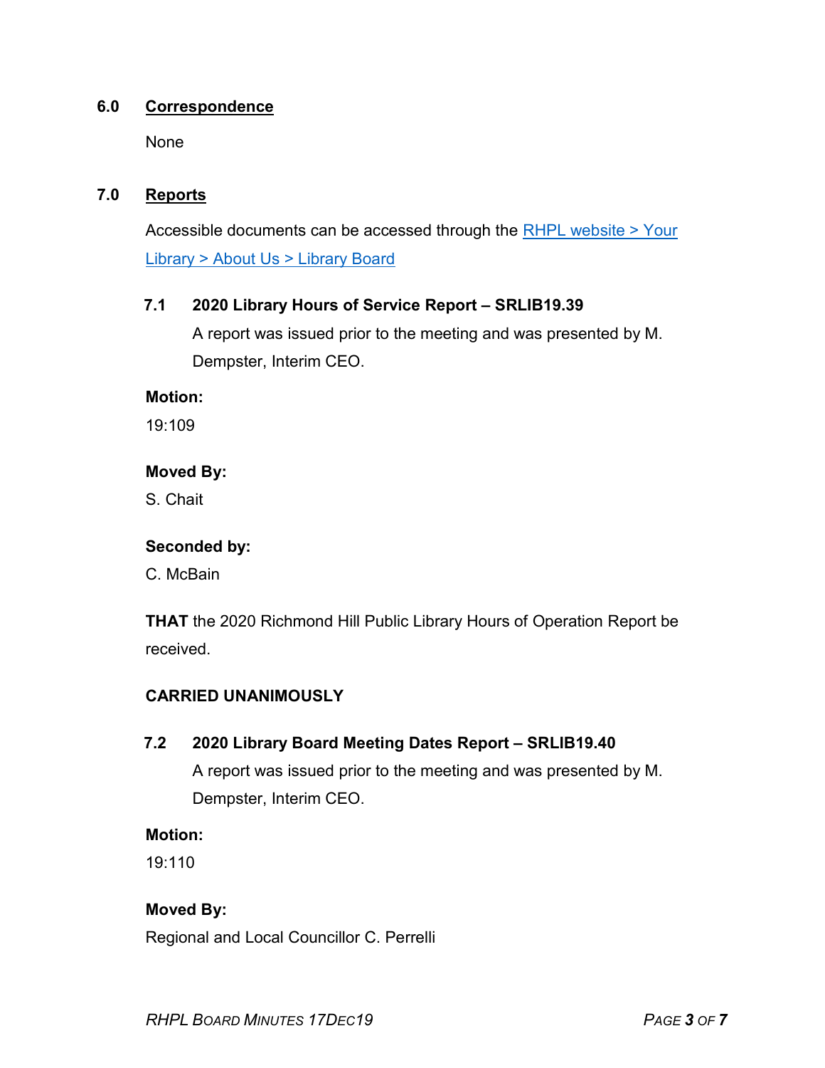## 6.0 Correspondence

None

## 7.0 Reports

Accessible documents can be accessed through the [RHPL website > Your Library > About Us > Library Board]

### 7.1 2020 Library Hours of Service Report – SRLIB19.39

A report was issued prior to the meeting and was presented by M. Dempster, Interim CEO.

**Motion:**

19:109

**Moved By:**

S. Chait

**Seconded by:**

C. McBain

**THAT** the 2020 Richmond Hill Public Library Hours of Operation Report be received.

**CARRIED UNANIMOUSLY**

### 7.2 2020 Library Board Meeting Dates Report – SRLIB19.40

A report was issued prior to the meeting and was presented by M. Dempster, Interim CEO.

**Motion:**

19:110

**Moved By:**

Regional and Local Councillor C. Perrelli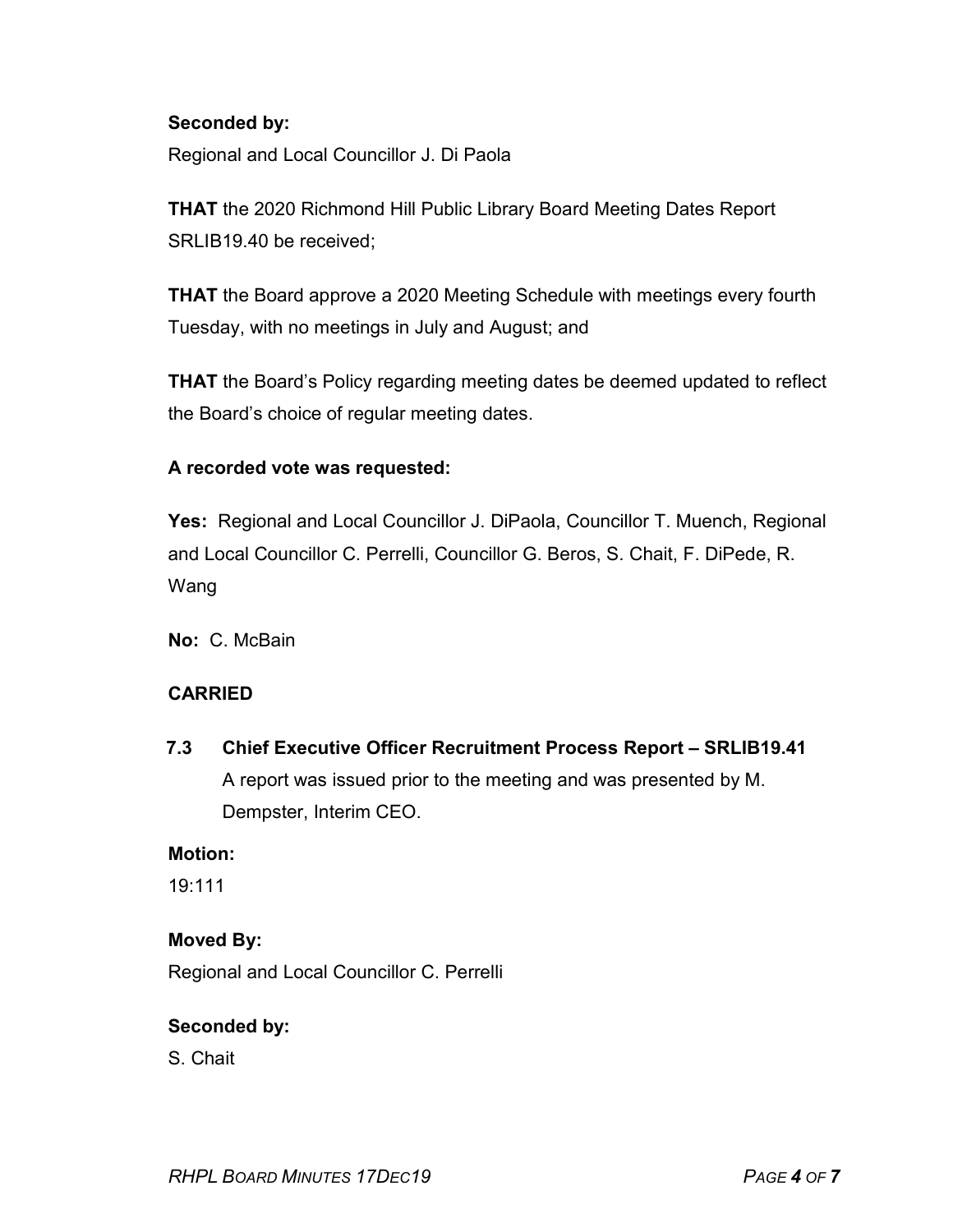**Seconded by:**

Regional and Local Councillor J. Di Paola

**THAT** the 2020 Richmond Hill Public Library Board Meeting Dates Report SRLIB19.40 be received;

**THAT** the Board approve a 2020 Meeting Schedule with meetings every fourth Tuesday, with no meetings in July and August; and

**THAT** the Board's Policy regarding meeting dates be deemed updated to reflect the Board's choice of regular meeting dates.

**A recorded vote was requested:**

**Yes:** Regional and Local Councillor J. DiPaola, Councillor T. Muench, Regional and Local Councillor C. Perrelli, Councillor G. Beros, S. Chait, F. DiPede, R. Wang

**No:** C. McBain

**CARRIED**

**7.3 Chief Executive Officer Recruitment Process Report – SRLIB19.41**

A report was issued prior to the meeting and was presented by M. Dempster, Interim CEO.

**Motion:**

19:111

**Moved By:**

Regional and Local Councillor C. Perrelli

**Seconded by:**

S. Chait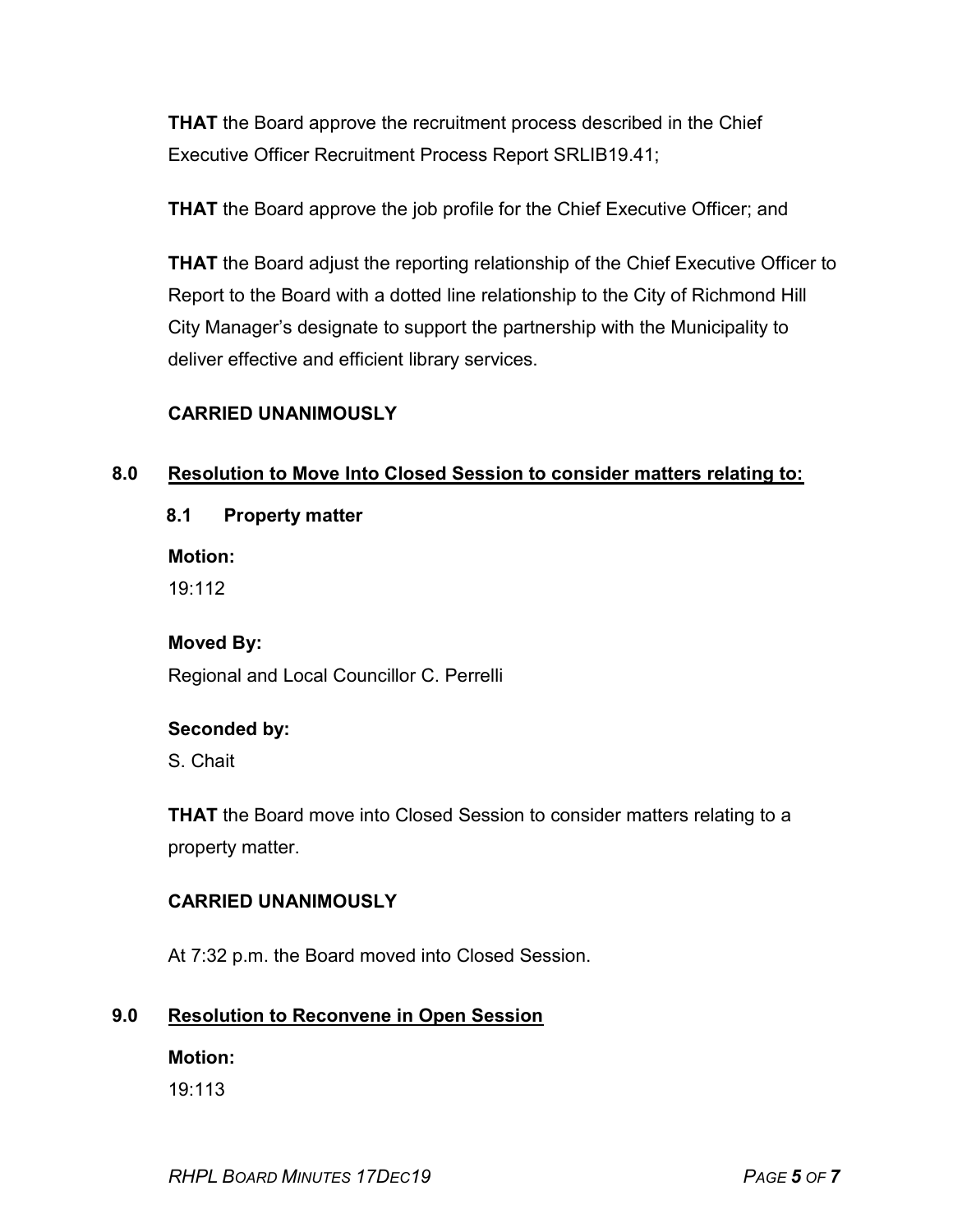**THAT** the Board approve the recruitment process described in the Chief Executive Officer Recruitment Process Report SRLIB19.41;

**THAT** the Board approve the job profile for the Chief Executive Officer; and

**THAT** the Board adjust the reporting relationship of the Chief Executive Officer to Report to the Board with a dotted line relationship to the City of Richmond Hill City Manager's designate to support the partnership with the Municipality to deliver effective and efficient library services.

**CARRIED UNANIMOUSLY**

## 8.0 Resolution to Move Into Closed Session to consider matters relating to:

### 8.1 Property matter

**Motion:**
19:112

**Moved By:**
Regional and Local Councillor C. Perrelli

**Seconded by:**
S. Chait

**THAT** the Board move into Closed Session to consider matters relating to a property matter.

**CARRIED UNANIMOUSLY**

At 7:32 p.m. the Board moved into Closed Session.

## 9.0 Resolution to Reconvene in Open Session

**Motion:**
19:113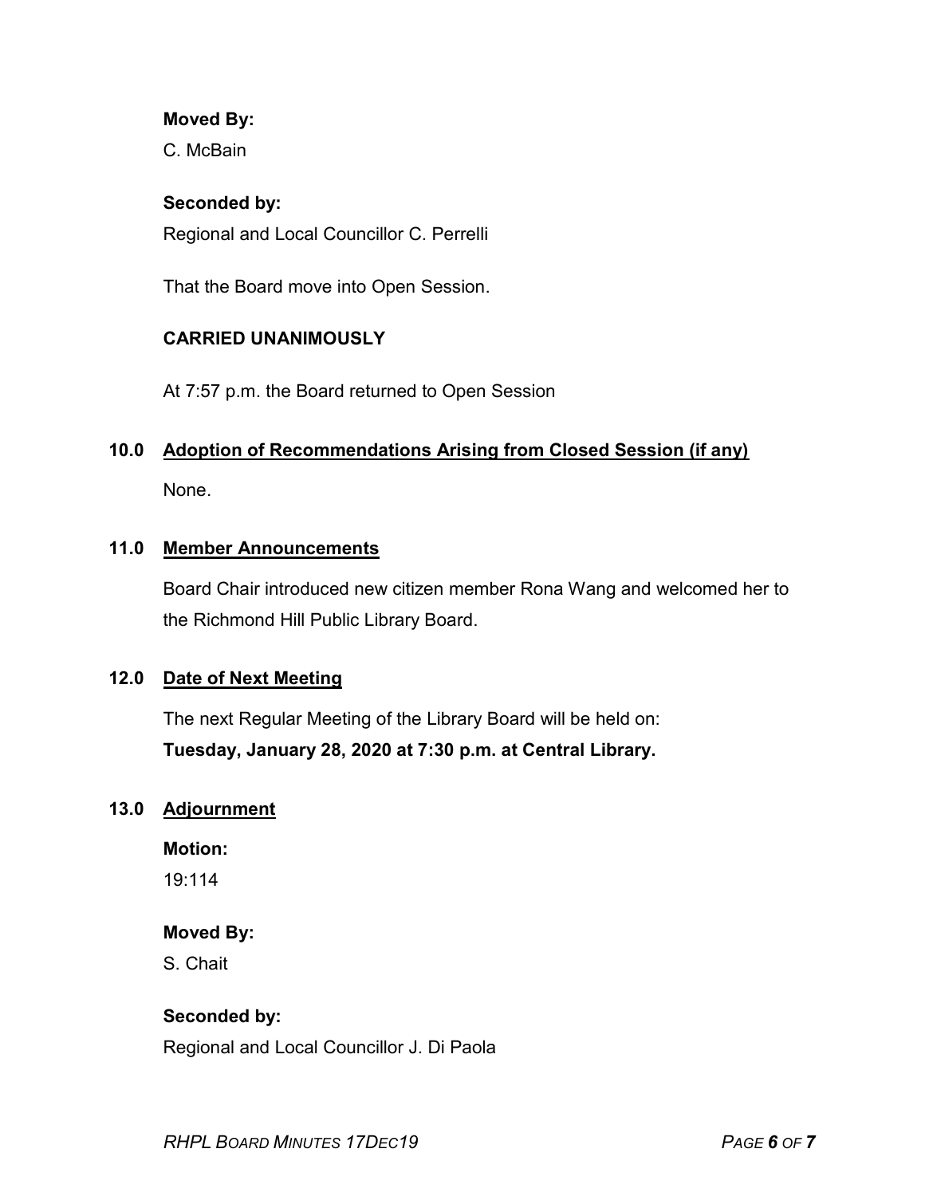**Moved By:**

C. McBain

**Seconded by:**

Regional and Local Councillor C. Perrelli

That the Board move into Open Session.

**CARRIED UNANIMOUSLY**

At 7:57 p.m. the Board returned to Open Session

## 10.0 Adoption of Recommendations Arising from Closed Session (if any)

None.

## 11.0 Member Announcements

Board Chair introduced new citizen member Rona Wang and welcomed her to the Richmond Hill Public Library Board.

## 12.0 Date of Next Meeting

The next Regular Meeting of the Library Board will be held on:
**Tuesday, January 28, 2020 at 7:30 p.m. at Central Library.**

## 13.0 Adjournment

**Motion:**

19:114

**Moved By:**

S. Chait

**Seconded by:**

Regional and Local Councillor J. Di Paola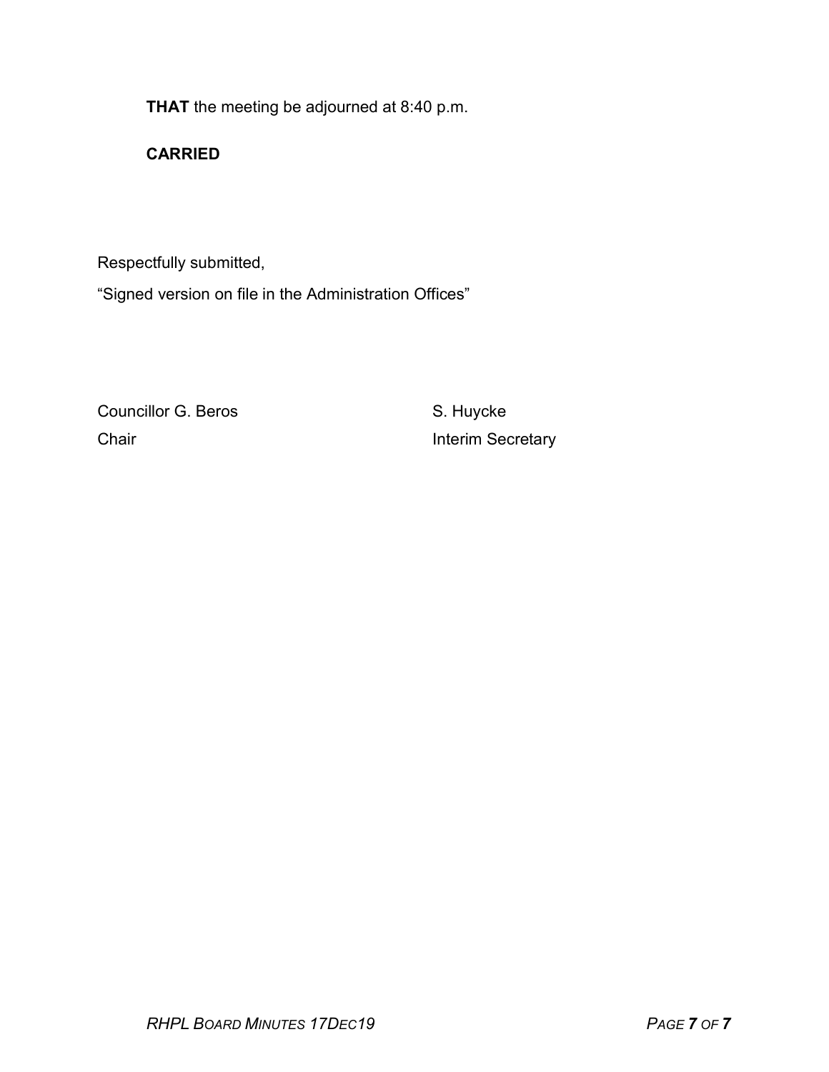**THAT** the meeting be adjourned at 8:40 p.m.

**CARRIED**

Respectfully submitted,

“Signed version on file in the Administration Offices”

| | |
|---|---|
| Councillor G. Beros | S. Huycke |
| Chair | Interim Secretary |